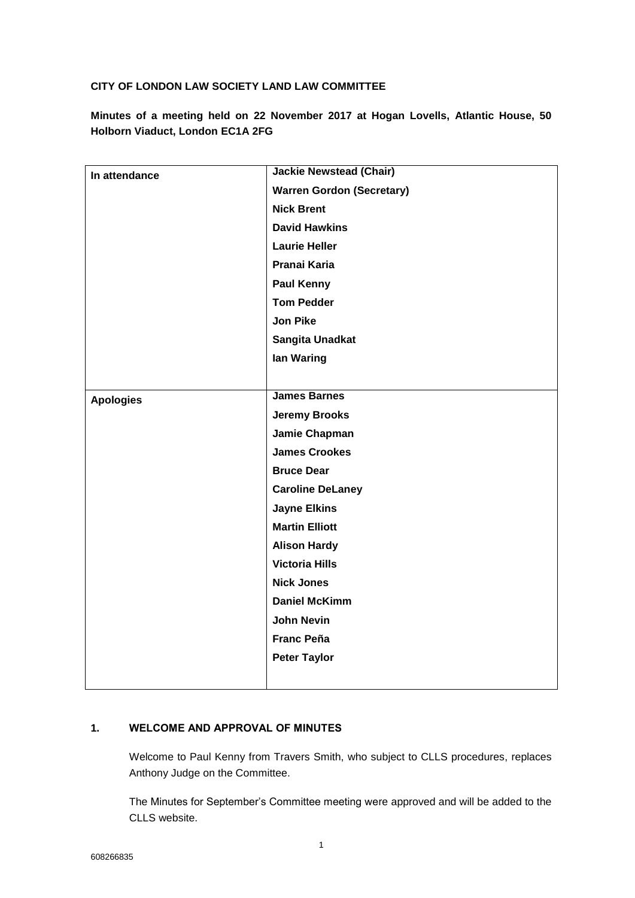**CITY OF LONDON LAW SOCIETY LAND LAW COMMITTEE**

**Minutes of a meeting held on 22 November 2017 at Hogan Lovells, Atlantic House, 50 Holborn Viaduct, London EC1A 2FG**

| | |
|---|---|
| **In attendance** | **Jackie Newstead (Chair)**<br>**Warren Gordon (Secretary)**<br>**Nick Brent**<br>**David Hawkins**<br>**Laurie Heller**<br>**Pranai Karia**<br>**Paul Kenny**<br>**Tom Pedder**<br>**Jon Pike**<br>**Sangita Unadkat**<br>**Ian Waring** |
| **Apologies** | **James Barnes**<br>**Jeremy Brooks**<br>**Jamie Chapman**<br>**James Crookes**<br>**Bruce Dear**<br>**Caroline DeLaney**<br>**Jayne Elkins**<br>**Martin Elliott**<br>**Alison Hardy**<br>**Victoria Hills**<br>**Nick Jones**<br>**Daniel McKimm**<br>**John Nevin**<br>**Franc Peña**<br>**Peter Taylor** |

## 1. WELCOME AND APPROVAL OF MINUTES

Welcome to Paul Kenny from Travers Smith, who subject to CLLS procedures, replaces Anthony Judge on the Committee.

The Minutes for September's Committee meeting were approved and will be added to the CLLS website.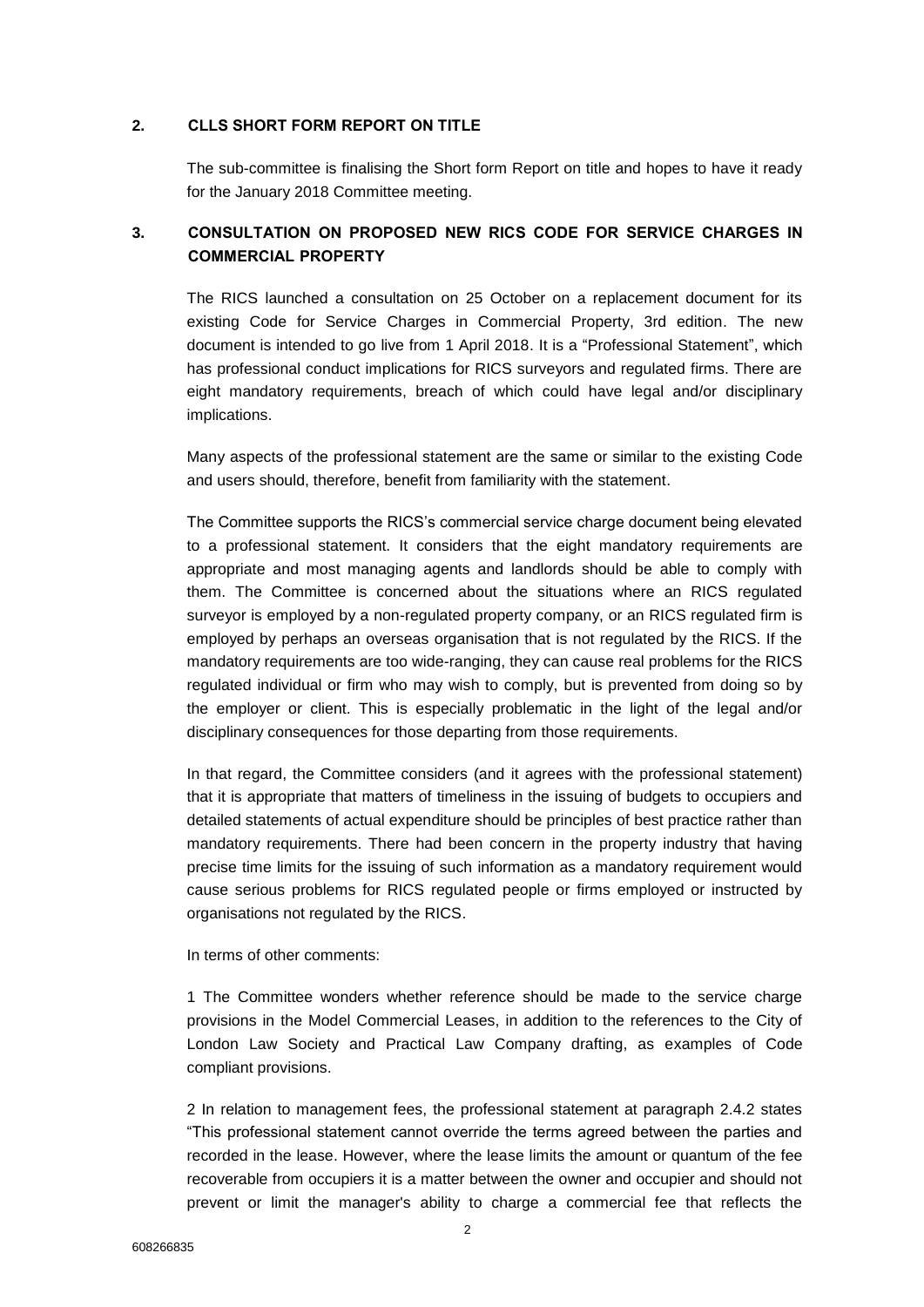## 2. CLLS SHORT FORM REPORT ON TITLE

The sub-committee is finalising the Short form Report on title and hopes to have it ready for the January 2018 Committee meeting.

## 3. CONSULTATION ON PROPOSED NEW RICS CODE FOR SERVICE CHARGES IN COMMERCIAL PROPERTY

The RICS launched a consultation on 25 October on a replacement document for its existing Code for Service Charges in Commercial Property, 3rd edition. The new document is intended to go live from 1 April 2018. It is a "Professional Statement", which has professional conduct implications for RICS surveyors and regulated firms. There are eight mandatory requirements, breach of which could have legal and/or disciplinary implications.

Many aspects of the professional statement are the same or similar to the existing Code and users should, therefore, benefit from familiarity with the statement.

The Committee supports the RICS's commercial service charge document being elevated to a professional statement. It considers that the eight mandatory requirements are appropriate and most managing agents and landlords should be able to comply with them. The Committee is concerned about the situations where an RICS regulated surveyor is employed by a non-regulated property company, or an RICS regulated firm is employed by perhaps an overseas organisation that is not regulated by the RICS. If the mandatory requirements are too wide-ranging, they can cause real problems for the RICS regulated individual or firm who may wish to comply, but is prevented from doing so by the employer or client. This is especially problematic in the light of the legal and/or disciplinary consequences for those departing from those requirements.

In that regard, the Committee considers (and it agrees with the professional statement) that it is appropriate that matters of timeliness in the issuing of budgets to occupiers and detailed statements of actual expenditure should be principles of best practice rather than mandatory requirements. There had been concern in the property industry that having precise time limits for the issuing of such information as a mandatory requirement would cause serious problems for RICS regulated people or firms employed or instructed by organisations not regulated by the RICS.

In terms of other comments:

1 The Committee wonders whether reference should be made to the service charge provisions in the Model Commercial Leases, in addition to the references to the City of London Law Society and Practical Law Company drafting, as examples of Code compliant provisions.

2 In relation to management fees, the professional statement at paragraph 2.4.2 states "This professional statement cannot override the terms agreed between the parties and recorded in the lease. However, where the lease limits the amount or quantum of the fee recoverable from occupiers it is a matter between the owner and occupier and should not prevent or limit the manager's ability to charge a commercial fee that reflects the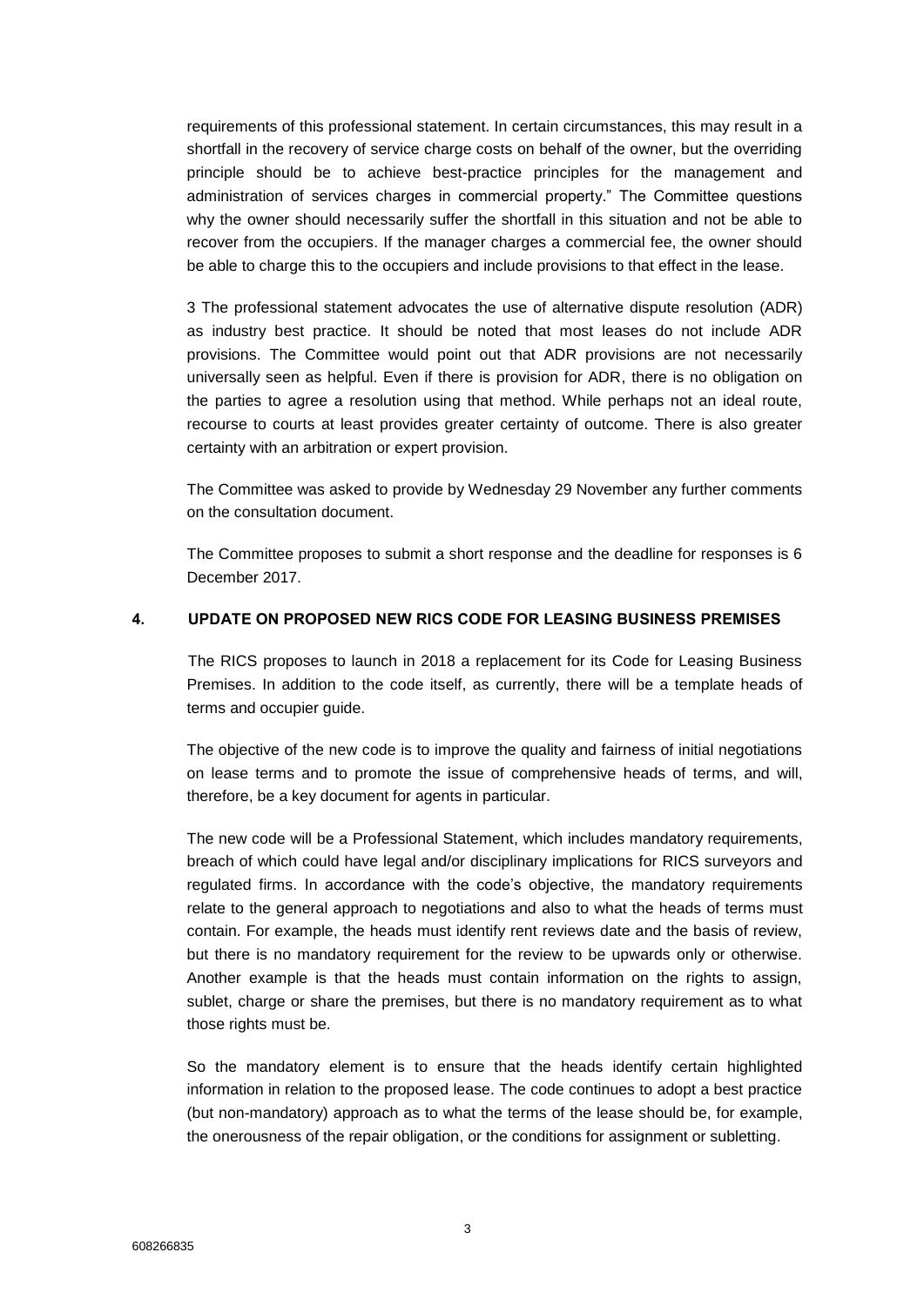requirements of this professional statement. In certain circumstances, this may result in a shortfall in the recovery of service charge costs on behalf of the owner, but the overriding principle should be to achieve best-practice principles for the management and administration of services charges in commercial property." The Committee questions why the owner should necessarily suffer the shortfall in this situation and not be able to recover from the occupiers. If the manager charges a commercial fee, the owner should be able to charge this to the occupiers and include provisions to that effect in the lease.

3 The professional statement advocates the use of alternative dispute resolution (ADR) as industry best practice. It should be noted that most leases do not include ADR provisions. The Committee would point out that ADR provisions are not necessarily universally seen as helpful. Even if there is provision for ADR, there is no obligation on the parties to agree a resolution using that method. While perhaps not an ideal route, recourse to courts at least provides greater certainty of outcome. There is also greater certainty with an arbitration or expert provision.

The Committee was asked to provide by Wednesday 29 November any further comments on the consultation document.

The Committee proposes to submit a short response and the deadline for responses is 6 December 2017.

## 4. UPDATE ON PROPOSED NEW RICS CODE FOR LEASING BUSINESS PREMISES

The RICS proposes to launch in 2018 a replacement for its Code for Leasing Business Premises. In addition to the code itself, as currently, there will be a template heads of terms and occupier guide.

The objective of the new code is to improve the quality and fairness of initial negotiations on lease terms and to promote the issue of comprehensive heads of terms, and will, therefore, be a key document for agents in particular.

The new code will be a Professional Statement, which includes mandatory requirements, breach of which could have legal and/or disciplinary implications for RICS surveyors and regulated firms. In accordance with the code's objective, the mandatory requirements relate to the general approach to negotiations and also to what the heads of terms must contain. For example, the heads must identify rent reviews date and the basis of review, but there is no mandatory requirement for the review to be upwards only or otherwise. Another example is that the heads must contain information on the rights to assign, sublet, charge or share the premises, but there is no mandatory requirement as to what those rights must be.

So the mandatory element is to ensure that the heads identify certain highlighted information in relation to the proposed lease. The code continues to adopt a best practice (but non-mandatory) approach as to what the terms of the lease should be, for example, the onerousness of the repair obligation, or the conditions for assignment or subletting.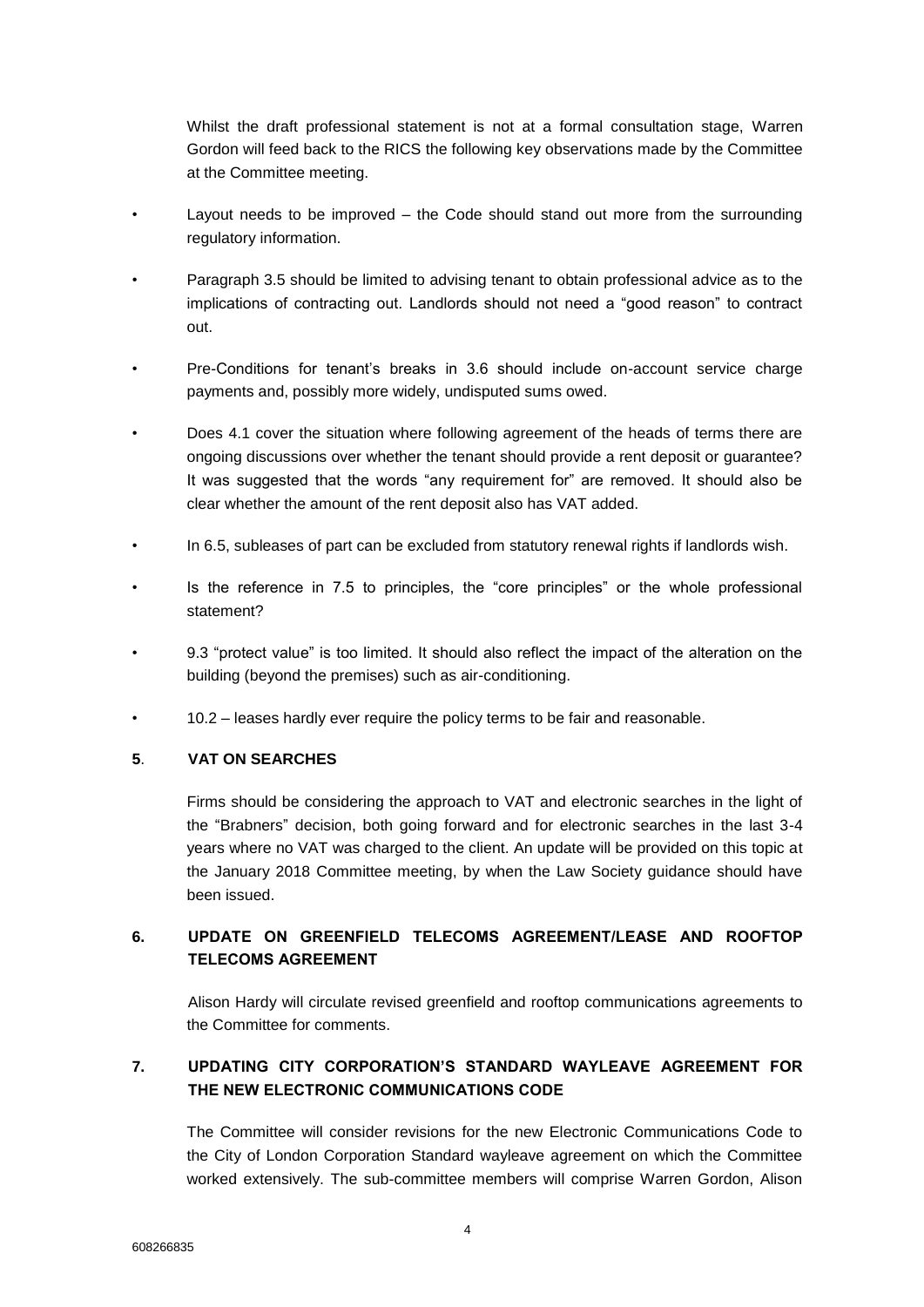Whilst the draft professional statement is not at a formal consultation stage, Warren Gordon will feed back to the RICS the following key observations made by the Committee at the Committee meeting.

- Layout needs to be improved – the Code should stand out more from the surrounding regulatory information.
- Paragraph 3.5 should be limited to advising tenant to obtain professional advice as to the implications of contracting out. Landlords should not need a "good reason" to contract out.
- Pre-Conditions for tenant's breaks in 3.6 should include on-account service charge payments and, possibly more widely, undisputed sums owed.
- Does 4.1 cover the situation where following agreement of the heads of terms there are ongoing discussions over whether the tenant should provide a rent deposit or guarantee? It was suggested that the words "any requirement for" are removed. It should also be clear whether the amount of the rent deposit also has VAT added.
- In 6.5, subleases of part can be excluded from statutory renewal rights if landlords wish.
- Is the reference in 7.5 to principles, the "core principles" or the whole professional statement?
- 9.3 "protect value" is too limited. It should also reflect the impact of the alteration on the building (beyond the premises) such as air-conditioning.
- 10.2 – leases hardly ever require the policy terms to be fair and reasonable.

## 5. VAT ON SEARCHES

Firms should be considering the approach to VAT and electronic searches in the light of the "Brabners" decision, both going forward and for electronic searches in the last 3-4 years where no VAT was charged to the client. An update will be provided on this topic at the January 2018 Committee meeting, by when the Law Society guidance should have been issued.

## 6. UPDATE ON GREENFIELD TELECOMS AGREEMENT/LEASE AND ROOFTOP TELECOMS AGREEMENT

Alison Hardy will circulate revised greenfield and rooftop communications agreements to the Committee for comments.

## 7. UPDATING CITY CORPORATION'S STANDARD WAYLEAVE AGREEMENT FOR THE NEW ELECTRONIC COMMUNICATIONS CODE

The Committee will consider revisions for the new Electronic Communications Code to the City of London Corporation Standard wayleave agreement on which the Committee worked extensively. The sub-committee members will comprise Warren Gordon, Alison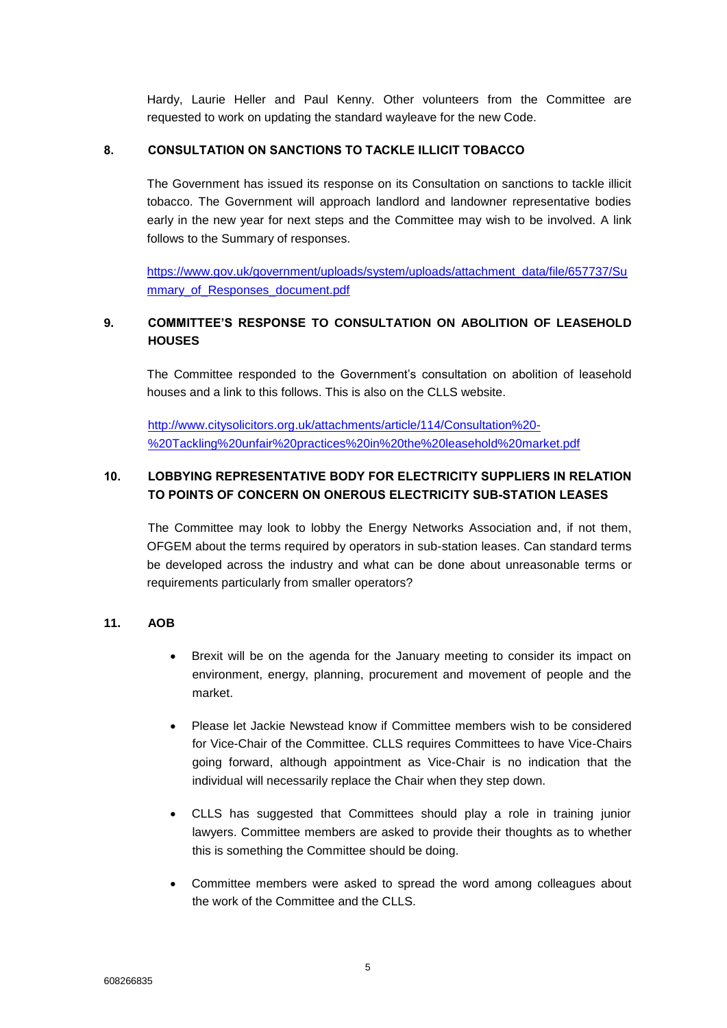Hardy, Laurie Heller and Paul Kenny. Other volunteers from the Committee are requested to work on updating the standard wayleave for the new Code.

**8. CONSULTATION ON SANCTIONS TO TACKLE ILLICIT TOBACCO**

The Government has issued its response on its Consultation on sanctions to tackle illicit tobacco. The Government will approach landlord and landowner representative bodies early in the new year for next steps and the Committee may wish to be involved. A link follows to the Summary of responses.

https://www.gov.uk/government/uploads/system/uploads/attachment_data/file/657737/Summary_of_Responses_document.pdf

**9. COMMITTEE'S RESPONSE TO CONSULTATION ON ABOLITION OF LEASEHOLD HOUSES**

The Committee responded to the Government's consultation on abolition of leasehold houses and a link to this follows. This is also on the CLLS website.

http://www.citysolicitors.org.uk/attachments/article/114/Consultation%20-%20Tackling%20unfair%20practices%20in%20the%20leasehold%20market.pdf

**10. LOBBYING REPRESENTATIVE BODY FOR ELECTRICITY SUPPLIERS IN RELATION TO POINTS OF CONCERN ON ONEROUS ELECTRICITY SUB-STATION LEASES**

The Committee may look to lobby the Energy Networks Association and, if not them, OFGEM about the terms required by operators in sub-station leases. Can standard terms be developed across the industry and what can be done about unreasonable terms or requirements particularly from smaller operators?

**11. AOB**

- Brexit will be on the agenda for the January meeting to consider its impact on environment, energy, planning, procurement and movement of people and the market.
- Please let Jackie Newstead know if Committee members wish to be considered for Vice-Chair of the Committee. CLLS requires Committees to have Vice-Chairs going forward, although appointment as Vice-Chair is no indication that the individual will necessarily replace the Chair when they step down.
- CLLS has suggested that Committees should play a role in training junior lawyers. Committee members are asked to provide their thoughts as to whether this is something the Committee should be doing.
- Committee members were asked to spread the word among colleagues about the work of the Committee and the CLLS.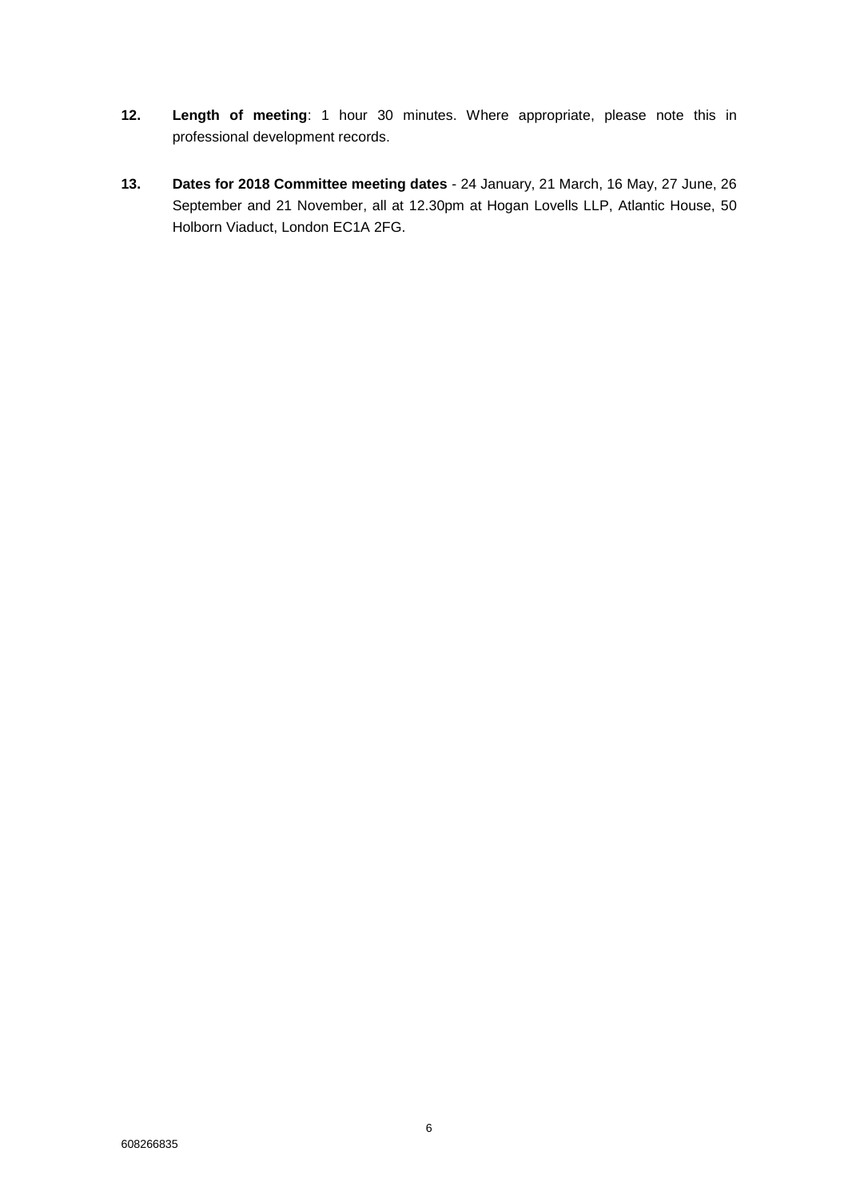12. **Length of meeting**: 1 hour 30 minutes. Where appropriate, please note this in professional development records.

13. **Dates for 2018 Committee meeting dates** - 24 January, 21 March, 16 May, 27 June, 26 September and 21 November, all at 12.30pm at Hogan Lovells LLP, Atlantic House, 50 Holborn Viaduct, London EC1A 2FG.

608266835